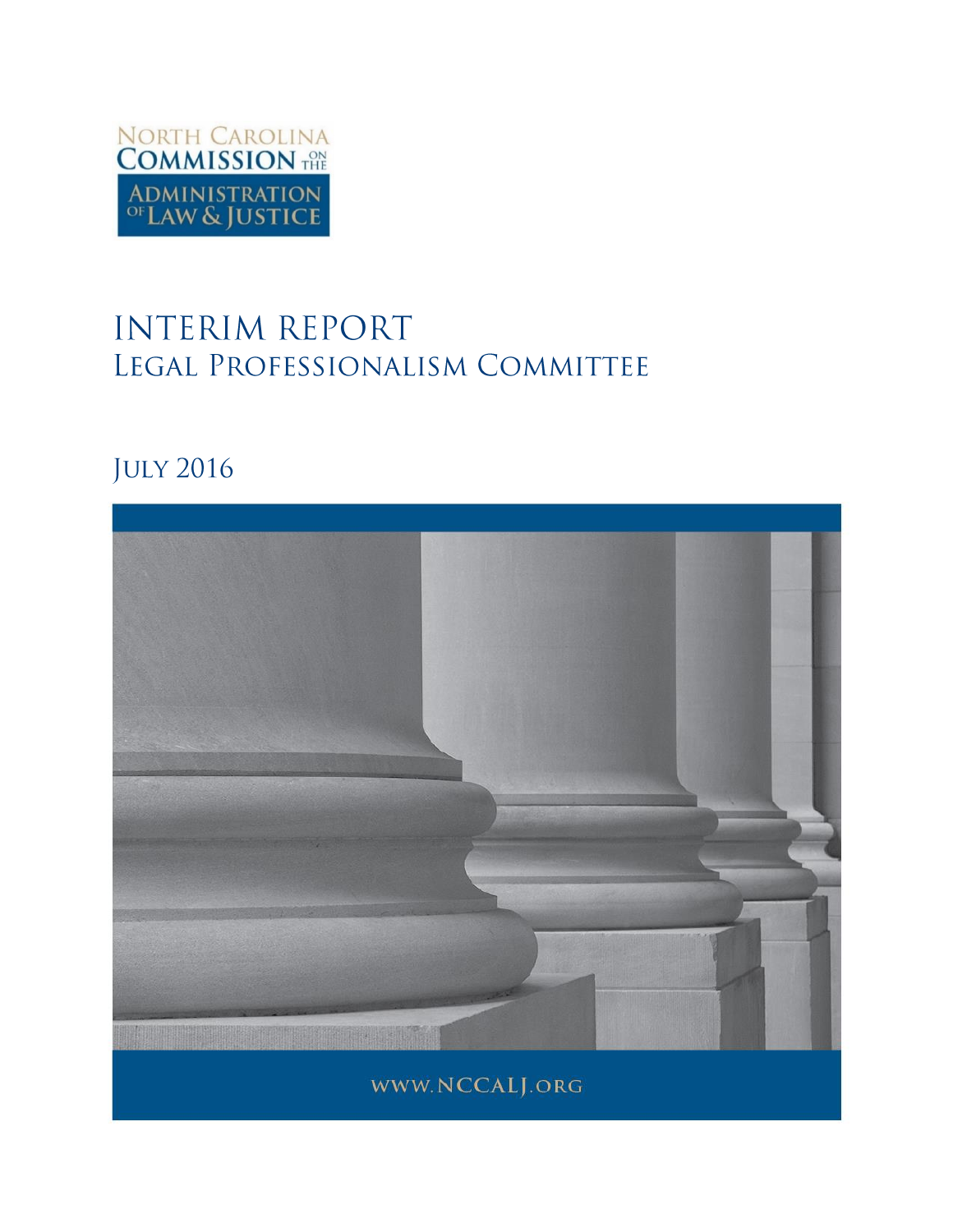North Carolina Commission on the Administration of Law & Justice

# INTERIM REPORT
## Legal Professionalism Committee

July 2016

www.NCCALJ.org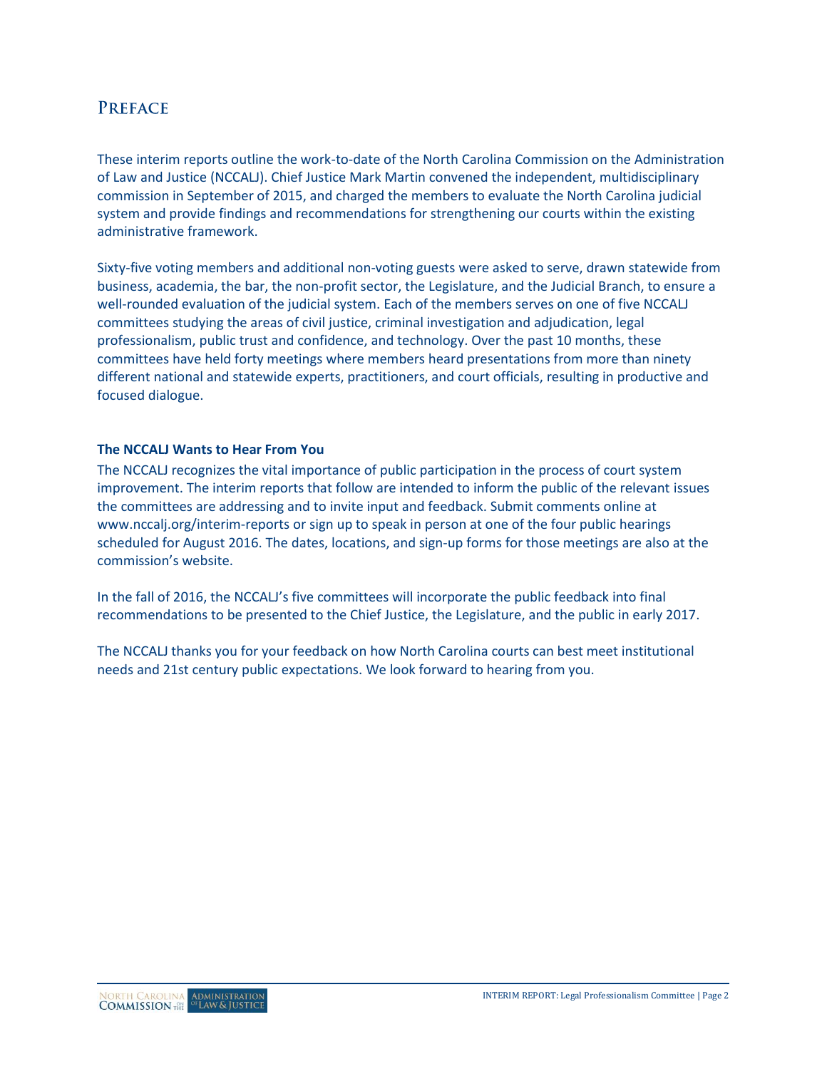# Preface

These interim reports outline the work-to-date of the North Carolina Commission on the Administration of Law and Justice (NCCALJ). Chief Justice Mark Martin convened the independent, multidisciplinary commission in September of 2015, and charged the members to evaluate the North Carolina judicial system and provide findings and recommendations for strengthening our courts within the existing administrative framework.

Sixty-five voting members and additional non-voting guests were asked to serve, drawn statewide from business, academia, the bar, the non-profit sector, the Legislature, and the Judicial Branch, to ensure a well-rounded evaluation of the judicial system. Each of the members serves on one of five NCCALJ committees studying the areas of civil justice, criminal investigation and adjudication, legal professionalism, public trust and confidence, and technology. Over the past 10 months, these committees have held forty meetings where members heard presentations from more than ninety different national and statewide experts, practitioners, and court officials, resulting in productive and focused dialogue.

**The NCCALJ Wants to Hear From You**

The NCCALJ recognizes the vital importance of public participation in the process of court system improvement. The interim reports that follow are intended to inform the public of the relevant issues the committees are addressing and to invite input and feedback. Submit comments online at www.nccalj.org/interim-reports or sign up to speak in person at one of the four public hearings scheduled for August 2016. The dates, locations, and sign-up forms for those meetings are also at the commission's website.

In the fall of 2016, the NCCALJ's five committees will incorporate the public feedback into final recommendations to be presented to the Chief Justice, the Legislature, and the public in early 2017.

The NCCALJ thanks you for your feedback on how North Carolina courts can best meet institutional needs and 21st century public expectations. We look forward to hearing from you.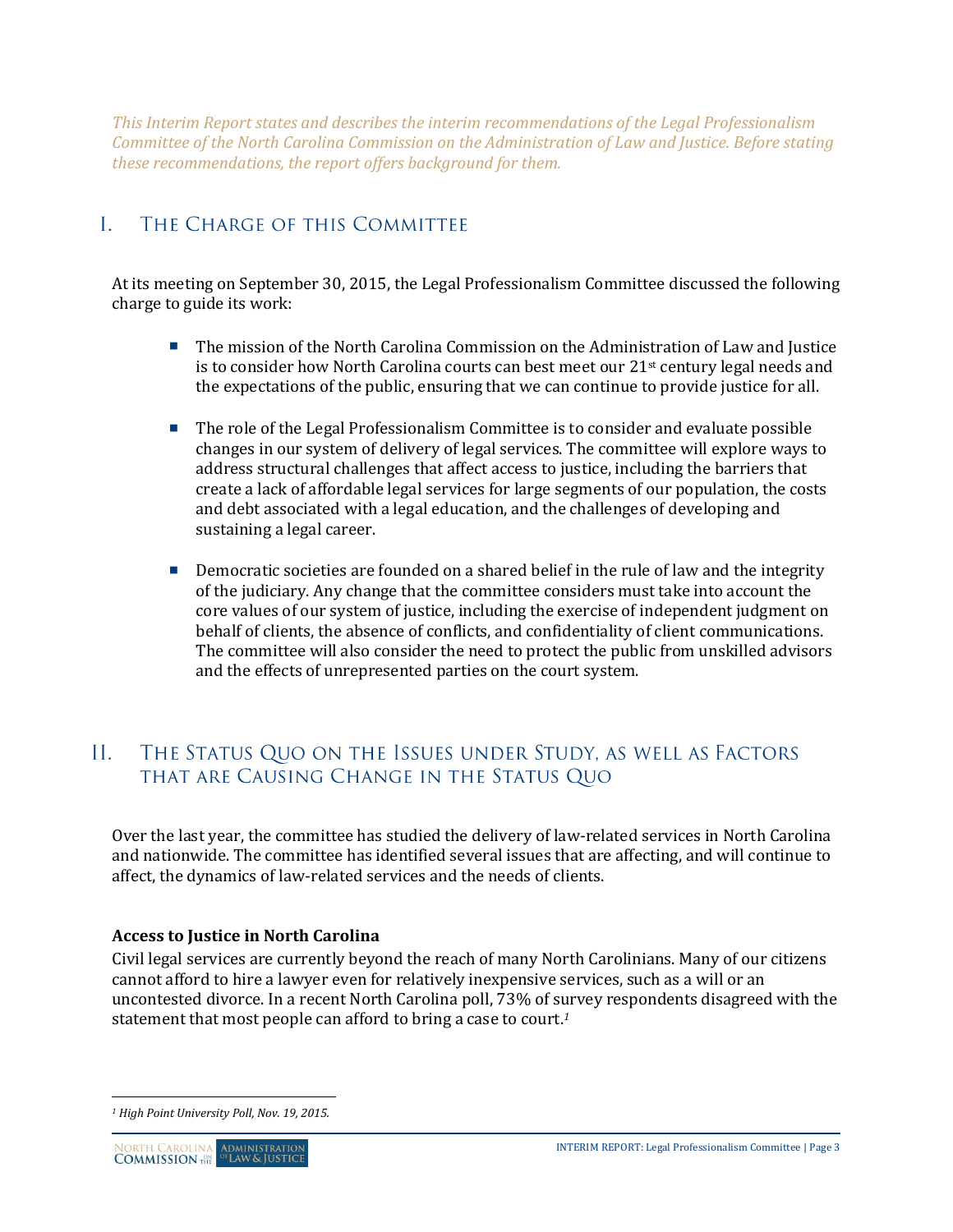*This Interim Report states and describes the interim recommendations of the Legal Professionalism Committee of the North Carolina Commission on the Administration of Law and Justice. Before stating these recommendations, the report offers background for them.*

## I. The Charge of this Committee

At its meeting on September 30, 2015, the Legal Professionalism Committee discussed the following charge to guide its work:

- The mission of the North Carolina Commission on the Administration of Law and Justice is to consider how North Carolina courts can best meet our 21st century legal needs and the expectations of the public, ensuring that we can continue to provide justice for all.

- The role of the Legal Professionalism Committee is to consider and evaluate possible changes in our system of delivery of legal services. The committee will explore ways to address structural challenges that affect access to justice, including the barriers that create a lack of affordable legal services for large segments of our population, the costs and debt associated with a legal education, and the challenges of developing and sustaining a legal career.

- Democratic societies are founded on a shared belief in the rule of law and the integrity of the judiciary. Any change that the committee considers must take into account the core values of our system of justice, including the exercise of independent judgment on behalf of clients, the absence of conflicts, and confidentiality of client communications. The committee will also consider the need to protect the public from unskilled advisors and the effects of unrepresented parties on the court system.

## II. The Status Quo on the Issues under Study, as well as Factors that are Causing Change in the Status Quo

Over the last year, the committee has studied the delivery of law-related services in North Carolina and nationwide. The committee has identified several issues that are affecting, and will continue to affect, the dynamics of law-related services and the needs of clients.

### Access to Justice in North Carolina

Civil legal services are currently beyond the reach of many North Carolinians. Many of our citizens cannot afford to hire a lawyer even for relatively inexpensive services, such as a will or an uncontested divorce. In a recent North Carolina poll, 73% of survey respondents disagreed with the statement that most people can afford to bring a case to court.[1]

---

[1] *High Point University Poll, Nov. 19, 2015.*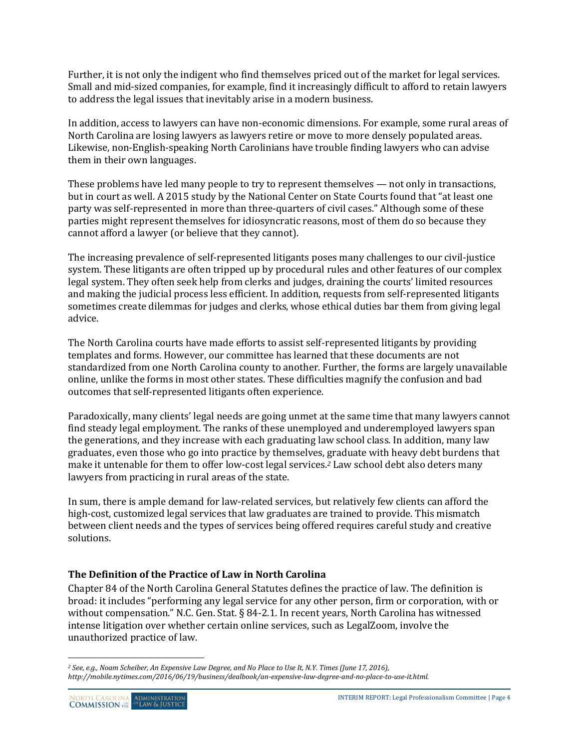Further, it is not only the indigent who find themselves priced out of the market for legal services. Small and mid-sized companies, for example, find it increasingly difficult to afford to retain lawyers to address the legal issues that inevitably arise in a modern business.

In addition, access to lawyers can have non-economic dimensions. For example, some rural areas of North Carolina are losing lawyers as lawyers retire or move to more densely populated areas. Likewise, non-English-speaking North Carolinians have trouble finding lawyers who can advise them in their own languages.

These problems have led many people to try to represent themselves — not only in transactions, but in court as well. A 2015 study by the National Center on State Courts found that "at least one party was self-represented in more than three-quarters of civil cases." Although some of these parties might represent themselves for idiosyncratic reasons, most of them do so because they cannot afford a lawyer (or believe that they cannot).

The increasing prevalence of self-represented litigants poses many challenges to our civil-justice system. These litigants are often tripped up by procedural rules and other features of our complex legal system. They often seek help from clerks and judges, draining the courts' limited resources and making the judicial process less efficient. In addition, requests from self-represented litigants sometimes create dilemmas for judges and clerks, whose ethical duties bar them from giving legal advice.

The North Carolina courts have made efforts to assist self-represented litigants by providing templates and forms. However, our committee has learned that these documents are not standardized from one North Carolina county to another. Further, the forms are largely unavailable online, unlike the forms in most other states. These difficulties magnify the confusion and bad outcomes that self-represented litigants often experience.

Paradoxically, many clients' legal needs are going unmet at the same time that many lawyers cannot find steady legal employment. The ranks of these unemployed and underemployed lawyers span the generations, and they increase with each graduating law school class. In addition, many law graduates, even those who go into practice by themselves, graduate with heavy debt burdens that make it untenable for them to offer low-cost legal services.[2] Law school debt also deters many lawyers from practicing in rural areas of the state.

In sum, there is ample demand for law-related services, but relatively few clients can afford the high-cost, customized legal services that law graduates are trained to provide. This mismatch between client needs and the types of services being offered requires careful study and creative solutions.

### The Definition of the Practice of Law in North Carolina

Chapter 84 of the North Carolina General Statutes defines the practice of law. The definition is broad: it includes "performing any legal service for any other person, firm or corporation, with or without compensation." N.C. Gen. Stat. § 84-2.1. In recent years, North Carolina has witnessed intense litigation over whether certain online services, such as LegalZoom, involve the unauthorized practice of law.

---

[2] *See, e.g., Noam Scheiber, An Expensive Law Degree, and No Place to Use It, N.Y. Times (June 17, 2016), http://mobile.nytimes.com/2016/06/19/business/dealbook/an-expensive-law-degree-and-no-place-to-use-it.html.*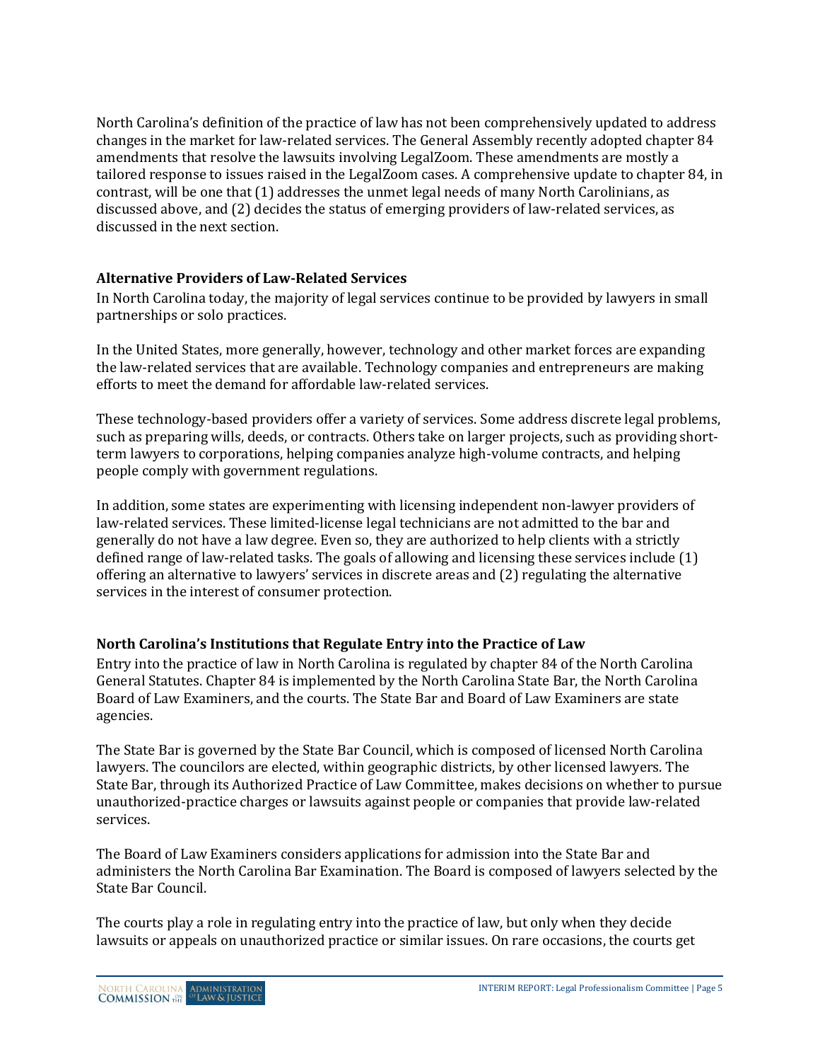North Carolina's definition of the practice of law has not been comprehensively updated to address changes in the market for law-related services. The General Assembly recently adopted chapter 84 amendments that resolve the lawsuits involving LegalZoom. These amendments are mostly a tailored response to issues raised in the LegalZoom cases. A comprehensive update to chapter 84, in contrast, will be one that (1) addresses the unmet legal needs of many North Carolinians, as discussed above, and (2) decides the status of emerging providers of law-related services, as discussed in the next section.

### Alternative Providers of Law-Related Services

In North Carolina today, the majority of legal services continue to be provided by lawyers in small partnerships or solo practices.

In the United States, more generally, however, technology and other market forces are expanding the law-related services that are available. Technology companies and entrepreneurs are making efforts to meet the demand for affordable law-related services.

These technology-based providers offer a variety of services. Some address discrete legal problems, such as preparing wills, deeds, or contracts. Others take on larger projects, such as providing short-term lawyers to corporations, helping companies analyze high-volume contracts, and helping people comply with government regulations.

In addition, some states are experimenting with licensing independent non-lawyer providers of law-related services. These limited-license legal technicians are not admitted to the bar and generally do not have a law degree. Even so, they are authorized to help clients with a strictly defined range of law-related tasks. The goals of allowing and licensing these services include (1) offering an alternative to lawyers' services in discrete areas and (2) regulating the alternative services in the interest of consumer protection.

### North Carolina's Institutions that Regulate Entry into the Practice of Law

Entry into the practice of law in North Carolina is regulated by chapter 84 of the North Carolina General Statutes. Chapter 84 is implemented by the North Carolina State Bar, the North Carolina Board of Law Examiners, and the courts. The State Bar and Board of Law Examiners are state agencies.

The State Bar is governed by the State Bar Council, which is composed of licensed North Carolina lawyers. The councilors are elected, within geographic districts, by other licensed lawyers. The State Bar, through its Authorized Practice of Law Committee, makes decisions on whether to pursue unauthorized-practice charges or lawsuits against people or companies that provide law-related services.

The Board of Law Examiners considers applications for admission into the State Bar and administers the North Carolina Bar Examination. The Board is composed of lawyers selected by the State Bar Council.

The courts play a role in regulating entry into the practice of law, but only when they decide lawsuits or appeals on unauthorized practice or similar issues. On rare occasions, the courts get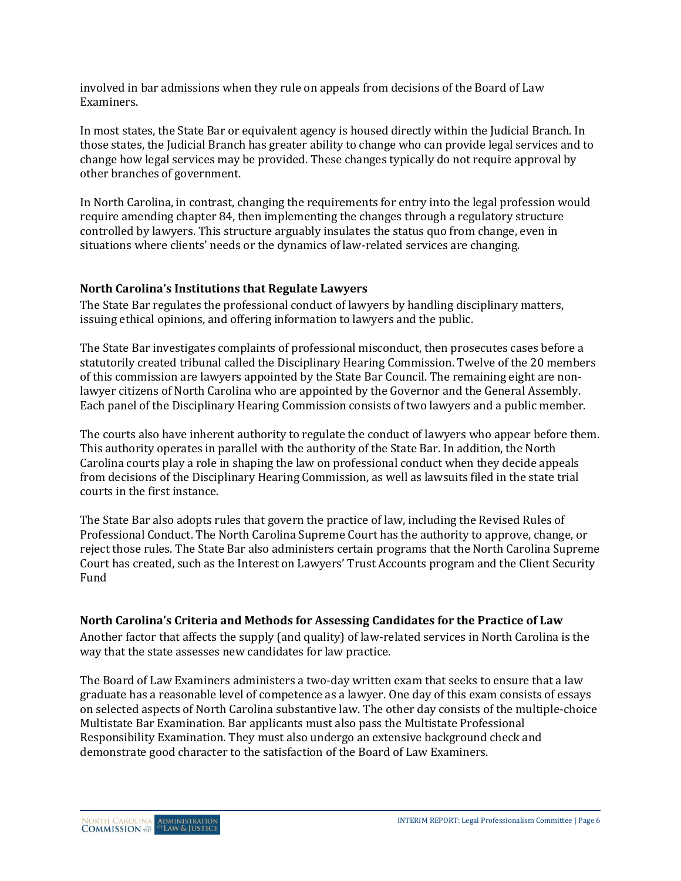involved in bar admissions when they rule on appeals from decisions of the Board of Law Examiners.

In most states, the State Bar or equivalent agency is housed directly within the Judicial Branch. In those states, the Judicial Branch has greater ability to change who can provide legal services and to change how legal services may be provided. These changes typically do not require approval by other branches of government.

In North Carolina, in contrast, changing the requirements for entry into the legal profession would require amending chapter 84, then implementing the changes through a regulatory structure controlled by lawyers. This structure arguably insulates the status quo from change, even in situations where clients' needs or the dynamics of law-related services are changing.

### North Carolina's Institutions that Regulate Lawyers

The State Bar regulates the professional conduct of lawyers by handling disciplinary matters, issuing ethical opinions, and offering information to lawyers and the public.

The State Bar investigates complaints of professional misconduct, then prosecutes cases before a statutorily created tribunal called the Disciplinary Hearing Commission. Twelve of the 20 members of this commission are lawyers appointed by the State Bar Council. The remaining eight are non-lawyer citizens of North Carolina who are appointed by the Governor and the General Assembly. Each panel of the Disciplinary Hearing Commission consists of two lawyers and a public member.

The courts also have inherent authority to regulate the conduct of lawyers who appear before them. This authority operates in parallel with the authority of the State Bar. In addition, the North Carolina courts play a role in shaping the law on professional conduct when they decide appeals from decisions of the Disciplinary Hearing Commission, as well as lawsuits filed in the state trial courts in the first instance.

The State Bar also adopts rules that govern the practice of law, including the Revised Rules of Professional Conduct. The North Carolina Supreme Court has the authority to approve, change, or reject those rules. The State Bar also administers certain programs that the North Carolina Supreme Court has created, such as the Interest on Lawyers' Trust Accounts program and the Client Security Fund

### North Carolina's Criteria and Methods for Assessing Candidates for the Practice of Law

Another factor that affects the supply (and quality) of law-related services in North Carolina is the way that the state assesses new candidates for law practice.

The Board of Law Examiners administers a two-day written exam that seeks to ensure that a law graduate has a reasonable level of competence as a lawyer. One day of this exam consists of essays on selected aspects of North Carolina substantive law. The other day consists of the multiple-choice Multistate Bar Examination. Bar applicants must also pass the Multistate Professional Responsibility Examination. They must also undergo an extensive background check and demonstrate good character to the satisfaction of the Board of Law Examiners.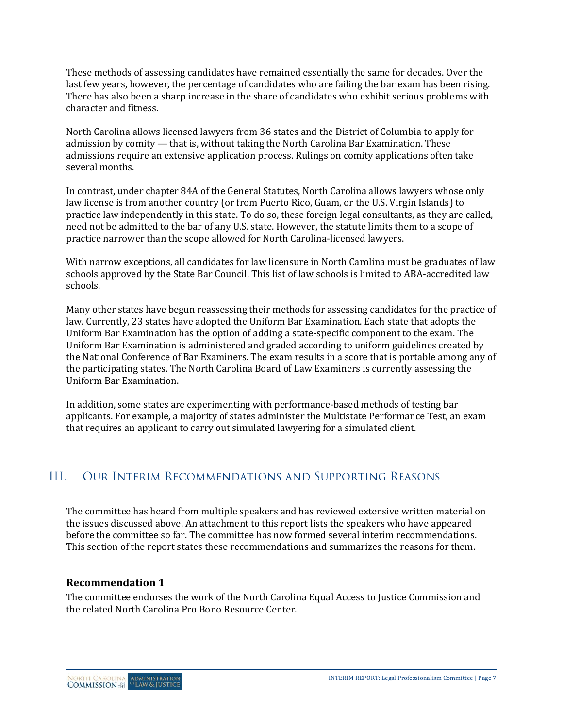These methods of assessing candidates have remained essentially the same for decades. Over the last few years, however, the percentage of candidates who are failing the bar exam has been rising. There has also been a sharp increase in the share of candidates who exhibit serious problems with character and fitness.

North Carolina allows licensed lawyers from 36 states and the District of Columbia to apply for admission by comity — that is, without taking the North Carolina Bar Examination. These admissions require an extensive application process. Rulings on comity applications often take several months.

In contrast, under chapter 84A of the General Statutes, North Carolina allows lawyers whose only law license is from another country (or from Puerto Rico, Guam, or the U.S. Virgin Islands) to practice law independently in this state. To do so, these foreign legal consultants, as they are called, need not be admitted to the bar of any U.S. state. However, the statute limits them to a scope of practice narrower than the scope allowed for North Carolina-licensed lawyers.

With narrow exceptions, all candidates for law licensure in North Carolina must be graduates of law schools approved by the State Bar Council. This list of law schools is limited to ABA-accredited law schools.

Many other states have begun reassessing their methods for assessing candidates for the practice of law. Currently, 23 states have adopted the Uniform Bar Examination. Each state that adopts the Uniform Bar Examination has the option of adding a state-specific component to the exam. The Uniform Bar Examination is administered and graded according to uniform guidelines created by the National Conference of Bar Examiners. The exam results in a score that is portable among any of the participating states. The North Carolina Board of Law Examiners is currently assessing the Uniform Bar Examination.

In addition, some states are experimenting with performance-based methods of testing bar applicants. For example, a majority of states administer the Multistate Performance Test, an exam that requires an applicant to carry out simulated lawyering for a simulated client.

## III. Our Interim Recommendations and Supporting Reasons

The committee has heard from multiple speakers and has reviewed extensive written material on the issues discussed above. An attachment to this report lists the speakers who have appeared before the committee so far. The committee has now formed several interim recommendations. This section of the report states these recommendations and summarizes the reasons for them.

### Recommendation 1

The committee endorses the work of the North Carolina Equal Access to Justice Commission and the related North Carolina Pro Bono Resource Center.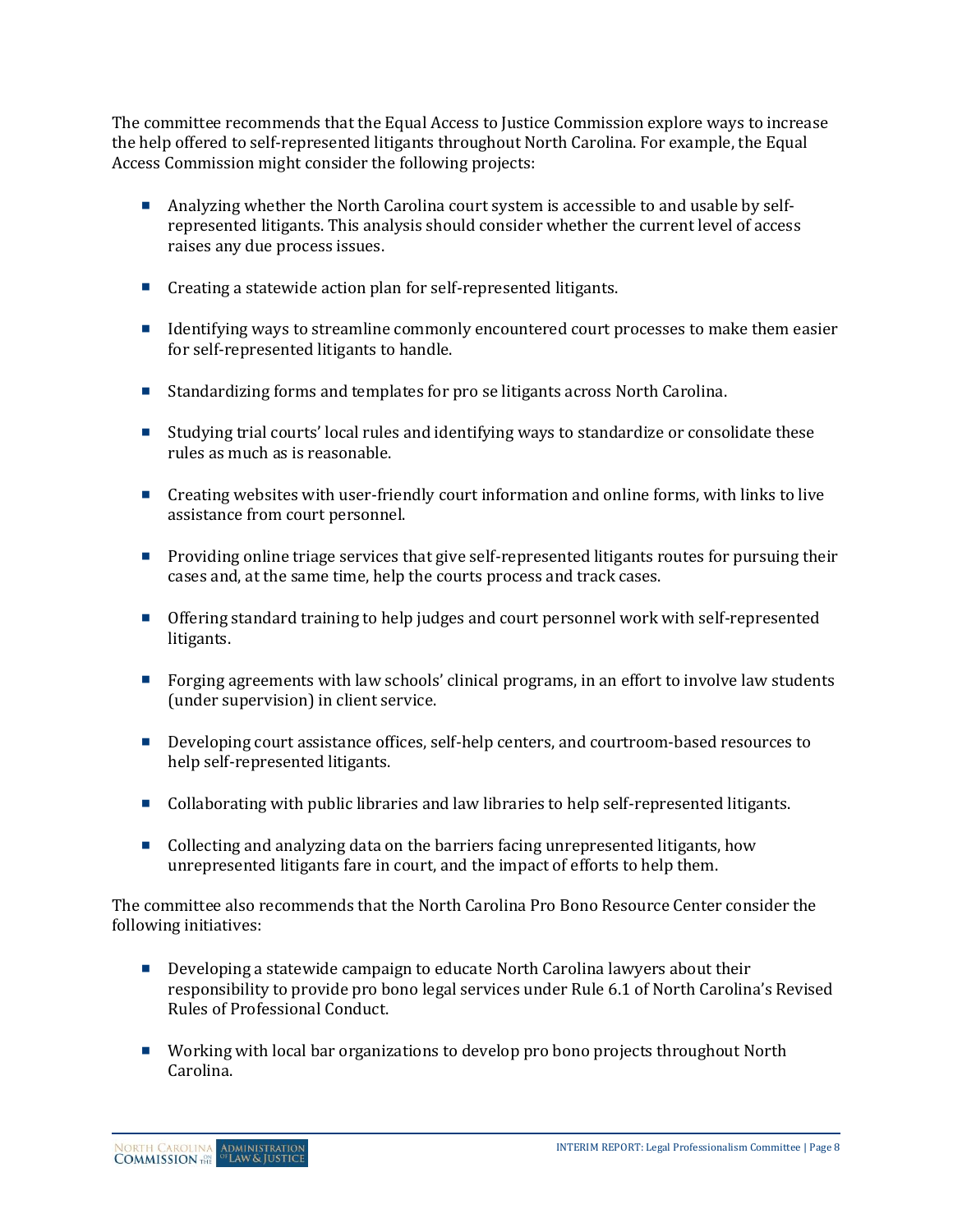The committee recommends that the Equal Access to Justice Commission explore ways to increase the help offered to self-represented litigants throughout North Carolina. For example, the Equal Access Commission might consider the following projects:

- Analyzing whether the North Carolina court system is accessible to and usable by self-represented litigants. This analysis should consider whether the current level of access raises any due process issues.
- Creating a statewide action plan for self-represented litigants.
- Identifying ways to streamline commonly encountered court processes to make them easier for self-represented litigants to handle.
- Standardizing forms and templates for pro se litigants across North Carolina.
- Studying trial courts' local rules and identifying ways to standardize or consolidate these rules as much as is reasonable.
- Creating websites with user-friendly court information and online forms, with links to live assistance from court personnel.
- Providing online triage services that give self-represented litigants routes for pursuing their cases and, at the same time, help the courts process and track cases.
- Offering standard training to help judges and court personnel work with self-represented litigants.
- Forging agreements with law schools' clinical programs, in an effort to involve law students (under supervision) in client service.
- Developing court assistance offices, self-help centers, and courtroom-based resources to help self-represented litigants.
- Collaborating with public libraries and law libraries to help self-represented litigants.
- Collecting and analyzing data on the barriers facing unrepresented litigants, how unrepresented litigants fare in court, and the impact of efforts to help them.

The committee also recommends that the North Carolina Pro Bono Resource Center consider the following initiatives:

- Developing a statewide campaign to educate North Carolina lawyers about their responsibility to provide pro bono legal services under Rule 6.1 of North Carolina's Revised Rules of Professional Conduct.
- Working with local bar organizations to develop pro bono projects throughout North Carolina.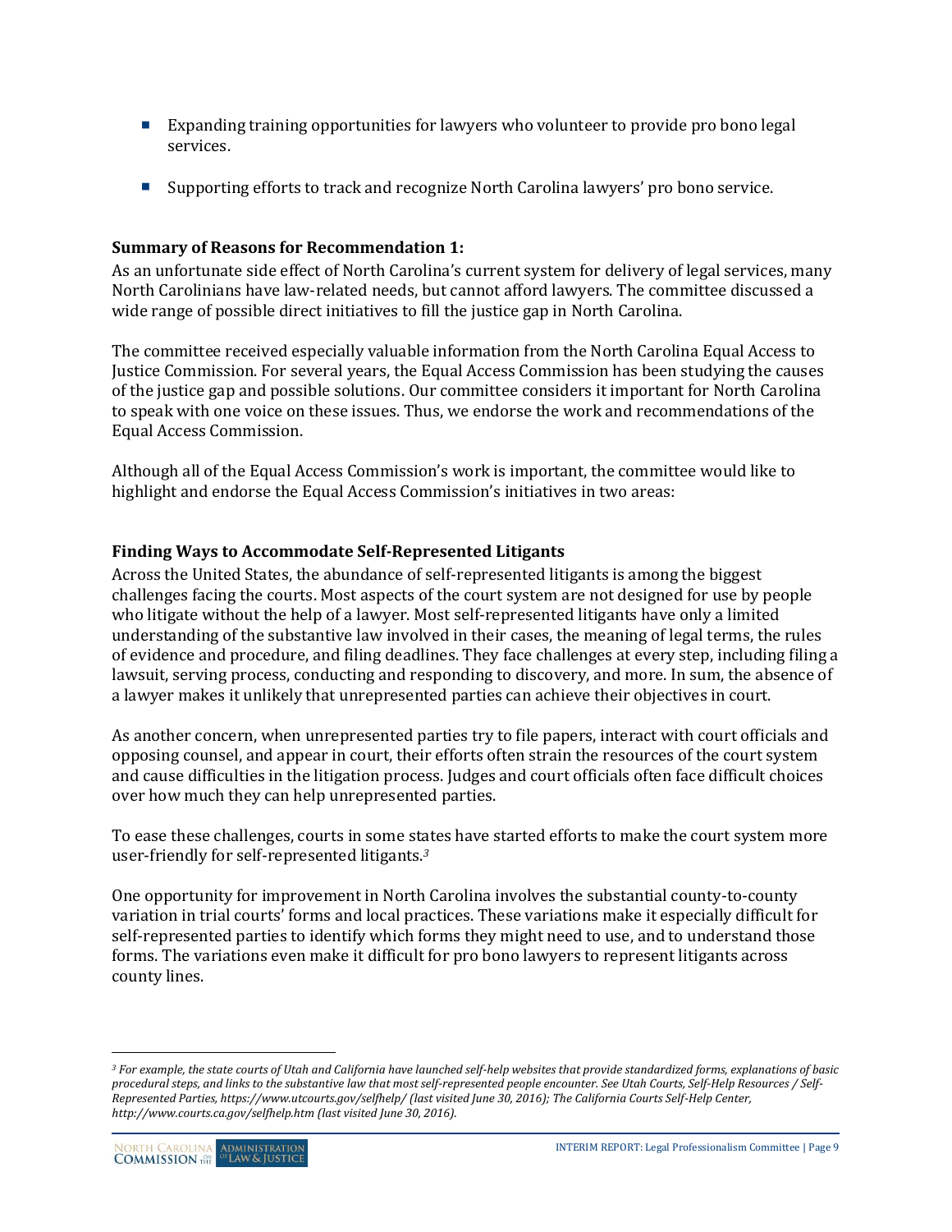- Expanding training opportunities for lawyers who volunteer to provide pro bono legal services.
- Supporting efforts to track and recognize North Carolina lawyers' pro bono service.

**Summary of Reasons for Recommendation 1:**

As an unfortunate side effect of North Carolina's current system for delivery of legal services, many North Carolinians have law-related needs, but cannot afford lawyers. The committee discussed a wide range of possible direct initiatives to fill the justice gap in North Carolina.

The committee received especially valuable information from the North Carolina Equal Access to Justice Commission. For several years, the Equal Access Commission has been studying the causes of the justice gap and possible solutions. Our committee considers it important for North Carolina to speak with one voice on these issues. Thus, we endorse the work and recommendations of the Equal Access Commission.

Although all of the Equal Access Commission's work is important, the committee would like to highlight and endorse the Equal Access Commission's initiatives in two areas:

**Finding Ways to Accommodate Self-Represented Litigants**

Across the United States, the abundance of self-represented litigants is among the biggest challenges facing the courts. Most aspects of the court system are not designed for use by people who litigate without the help of a lawyer. Most self-represented litigants have only a limited understanding of the substantive law involved in their cases, the meaning of legal terms, the rules of evidence and procedure, and filing deadlines. They face challenges at every step, including filing a lawsuit, serving process, conducting and responding to discovery, and more. In sum, the absence of a lawyer makes it unlikely that unrepresented parties can achieve their objectives in court.

As another concern, when unrepresented parties try to file papers, interact with court officials and opposing counsel, and appear in court, their efforts often strain the resources of the court system and cause difficulties in the litigation process. Judges and court officials often face difficult choices over how much they can help unrepresented parties.

To ease these challenges, courts in some states have started efforts to make the court system more user-friendly for self-represented litigants.[3]

One opportunity for improvement in North Carolina involves the substantial county-to-county variation in trial courts' forms and local practices. These variations make it especially difficult for self-represented parties to identify which forms they might need to use, and to understand those forms. The variations even make it difficult for pro bono lawyers to represent litigants across county lines.

---

[3] *For example, the state courts of Utah and California have launched self-help websites that provide standardized forms, explanations of basic procedural steps, and links to the substantive law that most self-represented people encounter. See Utah Courts, Self-Help Resources / Self-Represented Parties, https://www.utcourts.gov/selfhelp/ (last visited June 30, 2016); The California Courts Self-Help Center, http://www.courts.ca.gov/selfhelp.htm (last visited June 30, 2016).*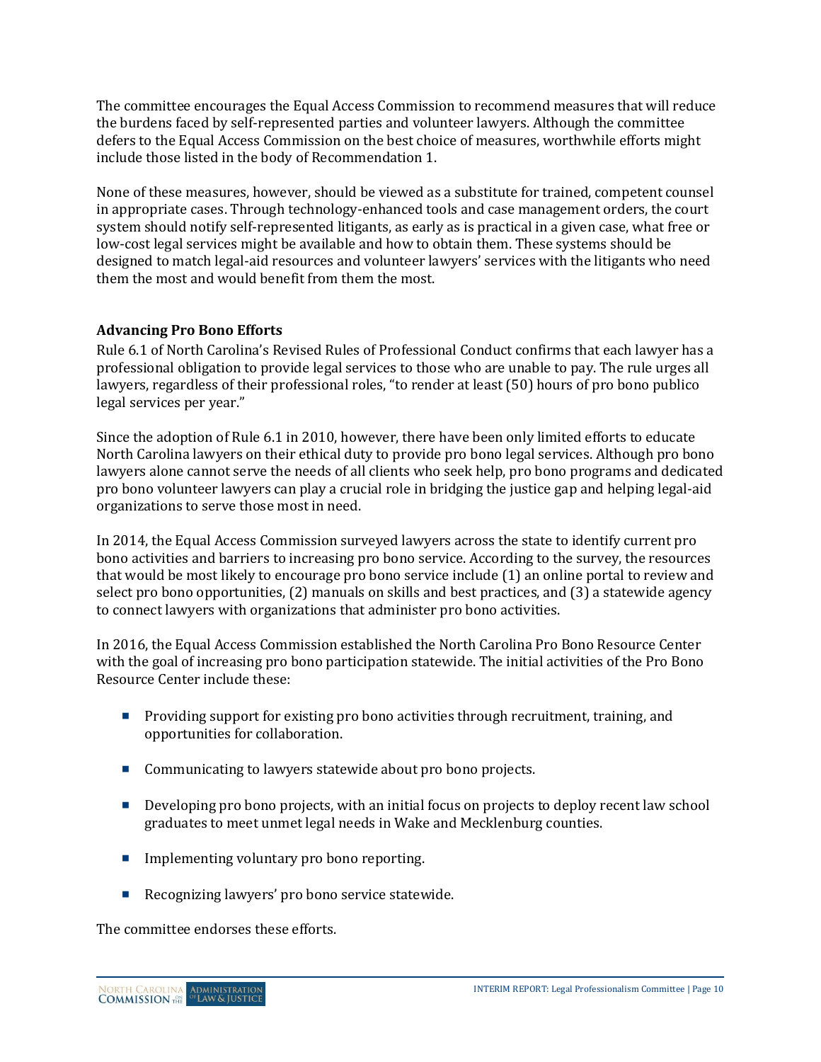The committee encourages the Equal Access Commission to recommend measures that will reduce the burdens faced by self-represented parties and volunteer lawyers. Although the committee defers to the Equal Access Commission on the best choice of measures, worthwhile efforts might include those listed in the body of Recommendation 1.

None of these measures, however, should be viewed as a substitute for trained, competent counsel in appropriate cases. Through technology-enhanced tools and case management orders, the court system should notify self-represented litigants, as early as is practical in a given case, what free or low-cost legal services might be available and how to obtain them. These systems should be designed to match legal-aid resources and volunteer lawyers' services with the litigants who need them the most and would benefit from them the most.

### Advancing Pro Bono Efforts

Rule 6.1 of North Carolina's Revised Rules of Professional Conduct confirms that each lawyer has a professional obligation to provide legal services to those who are unable to pay. The rule urges all lawyers, regardless of their professional roles, "to render at least (50) hours of pro bono publico legal services per year."

Since the adoption of Rule 6.1 in 2010, however, there have been only limited efforts to educate North Carolina lawyers on their ethical duty to provide pro bono legal services. Although pro bono lawyers alone cannot serve the needs of all clients who seek help, pro bono programs and dedicated pro bono volunteer lawyers can play a crucial role in bridging the justice gap and helping legal-aid organizations to serve those most in need.

In 2014, the Equal Access Commission surveyed lawyers across the state to identify current pro bono activities and barriers to increasing pro bono service. According to the survey, the resources that would be most likely to encourage pro bono service include (1) an online portal to review and select pro bono opportunities, (2) manuals on skills and best practices, and (3) a statewide agency to connect lawyers with organizations that administer pro bono activities.

In 2016, the Equal Access Commission established the North Carolina Pro Bono Resource Center with the goal of increasing pro bono participation statewide. The initial activities of the Pro Bono Resource Center include these:

- Providing support for existing pro bono activities through recruitment, training, and opportunities for collaboration.
- Communicating to lawyers statewide about pro bono projects.
- Developing pro bono projects, with an initial focus on projects to deploy recent law school graduates to meet unmet legal needs in Wake and Mecklenburg counties.
- Implementing voluntary pro bono reporting.
- Recognizing lawyers' pro bono service statewide.

The committee endorses these efforts.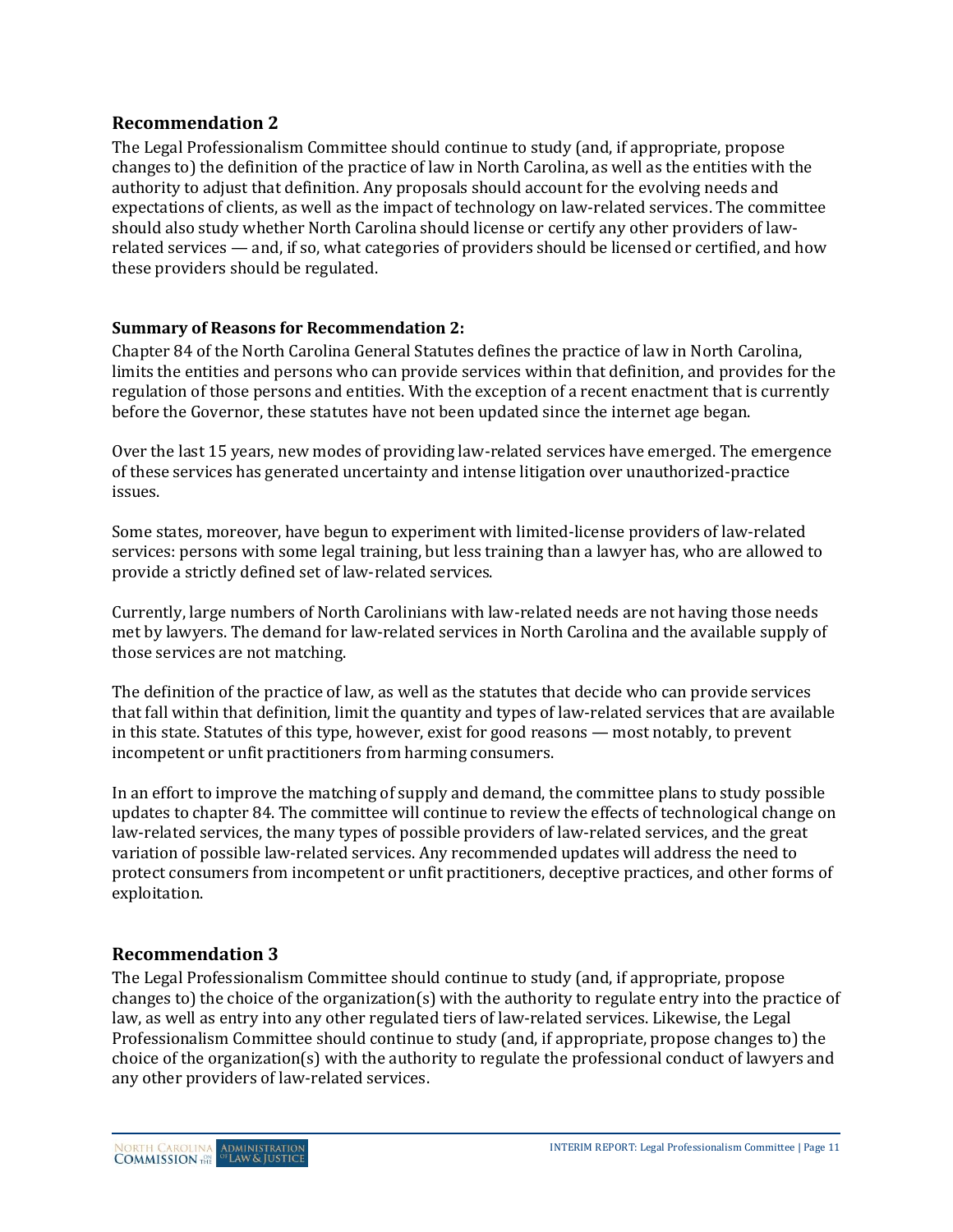## Recommendation 2

The Legal Professionalism Committee should continue to study (and, if appropriate, propose changes to) the definition of the practice of law in North Carolina, as well as the entities with the authority to adjust that definition. Any proposals should account for the evolving needs and expectations of clients, as well as the impact of technology on law-related services. The committee should also study whether North Carolina should license or certify any other providers of law-related services — and, if so, what categories of providers should be licensed or certified, and how these providers should be regulated.

**Summary of Reasons for Recommendation 2:**

Chapter 84 of the North Carolina General Statutes defines the practice of law in North Carolina, limits the entities and persons who can provide services within that definition, and provides for the regulation of those persons and entities. With the exception of a recent enactment that is currently before the Governor, these statutes have not been updated since the internet age began.

Over the last 15 years, new modes of providing law-related services have emerged. The emergence of these services has generated uncertainty and intense litigation over unauthorized-practice issues.

Some states, moreover, have begun to experiment with limited-license providers of law-related services: persons with some legal training, but less training than a lawyer has, who are allowed to provide a strictly defined set of law-related services.

Currently, large numbers of North Carolinians with law-related needs are not having those needs met by lawyers. The demand for law-related services in North Carolina and the available supply of those services are not matching.

The definition of the practice of law, as well as the statutes that decide who can provide services that fall within that definition, limit the quantity and types of law-related services that are available in this state. Statutes of this type, however, exist for good reasons — most notably, to prevent incompetent or unfit practitioners from harming consumers.

In an effort to improve the matching of supply and demand, the committee plans to study possible updates to chapter 84. The committee will continue to review the effects of technological change on law-related services, the many types of possible providers of law-related services, and the great variation of possible law-related services. Any recommended updates will address the need to protect consumers from incompetent or unfit practitioners, deceptive practices, and other forms of exploitation.

## Recommendation 3

The Legal Professionalism Committee should continue to study (and, if appropriate, propose changes to) the choice of the organization(s) with the authority to regulate entry into the practice of law, as well as entry into any other regulated tiers of law-related services. Likewise, the Legal Professionalism Committee should continue to study (and, if appropriate, propose changes to) the choice of the organization(s) with the authority to regulate the professional conduct of lawyers and any other providers of law-related services.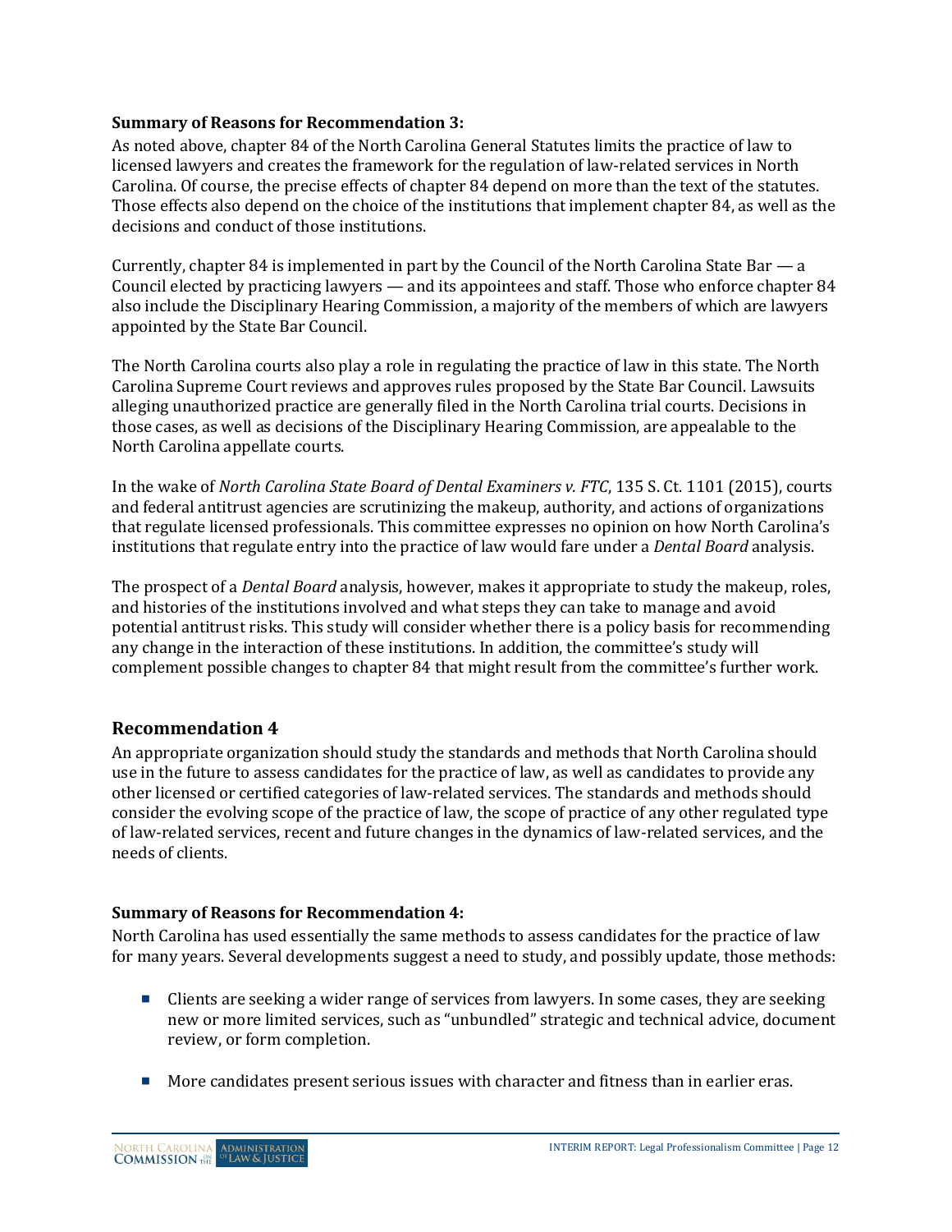**Summary of Reasons for Recommendation 3:**

As noted above, chapter 84 of the North Carolina General Statutes limits the practice of law to licensed lawyers and creates the framework for the regulation of law-related services in North Carolina. Of course, the precise effects of chapter 84 depend on more than the text of the statutes. Those effects also depend on the choice of the institutions that implement chapter 84, as well as the decisions and conduct of those institutions.

Currently, chapter 84 is implemented in part by the Council of the North Carolina State Bar — a Council elected by practicing lawyers — and its appointees and staff. Those who enforce chapter 84 also include the Disciplinary Hearing Commission, a majority of the members of which are lawyers appointed by the State Bar Council.

The North Carolina courts also play a role in regulating the practice of law in this state. The North Carolina Supreme Court reviews and approves rules proposed by the State Bar Council. Lawsuits alleging unauthorized practice are generally filed in the North Carolina trial courts. Decisions in those cases, as well as decisions of the Disciplinary Hearing Commission, are appealable to the North Carolina appellate courts.

In the wake of *North Carolina State Board of Dental Examiners v. FTC*, 135 S. Ct. 1101 (2015), courts and federal antitrust agencies are scrutinizing the makeup, authority, and actions of organizations that regulate licensed professionals. This committee expresses no opinion on how North Carolina's institutions that regulate entry into the practice of law would fare under a *Dental Board* analysis.

The prospect of a *Dental Board* analysis, however, makes it appropriate to study the makeup, roles, and histories of the institutions involved and what steps they can take to manage and avoid potential antitrust risks. This study will consider whether there is a policy basis for recommending any change in the interaction of these institutions. In addition, the committee's study will complement possible changes to chapter 84 that might result from the committee's further work.

## Recommendation 4

An appropriate organization should study the standards and methods that North Carolina should use in the future to assess candidates for the practice of law, as well as candidates to provide any other licensed or certified categories of law-related services. The standards and methods should consider the evolving scope of the practice of law, the scope of practice of any other regulated type of law-related services, recent and future changes in the dynamics of law-related services, and the needs of clients.

**Summary of Reasons for Recommendation 4:**

North Carolina has used essentially the same methods to assess candidates for the practice of law for many years. Several developments suggest a need to study, and possibly update, those methods:

- Clients are seeking a wider range of services from lawyers. In some cases, they are seeking new or more limited services, such as "unbundled" strategic and technical advice, document review, or form completion.
- More candidates present serious issues with character and fitness than in earlier eras.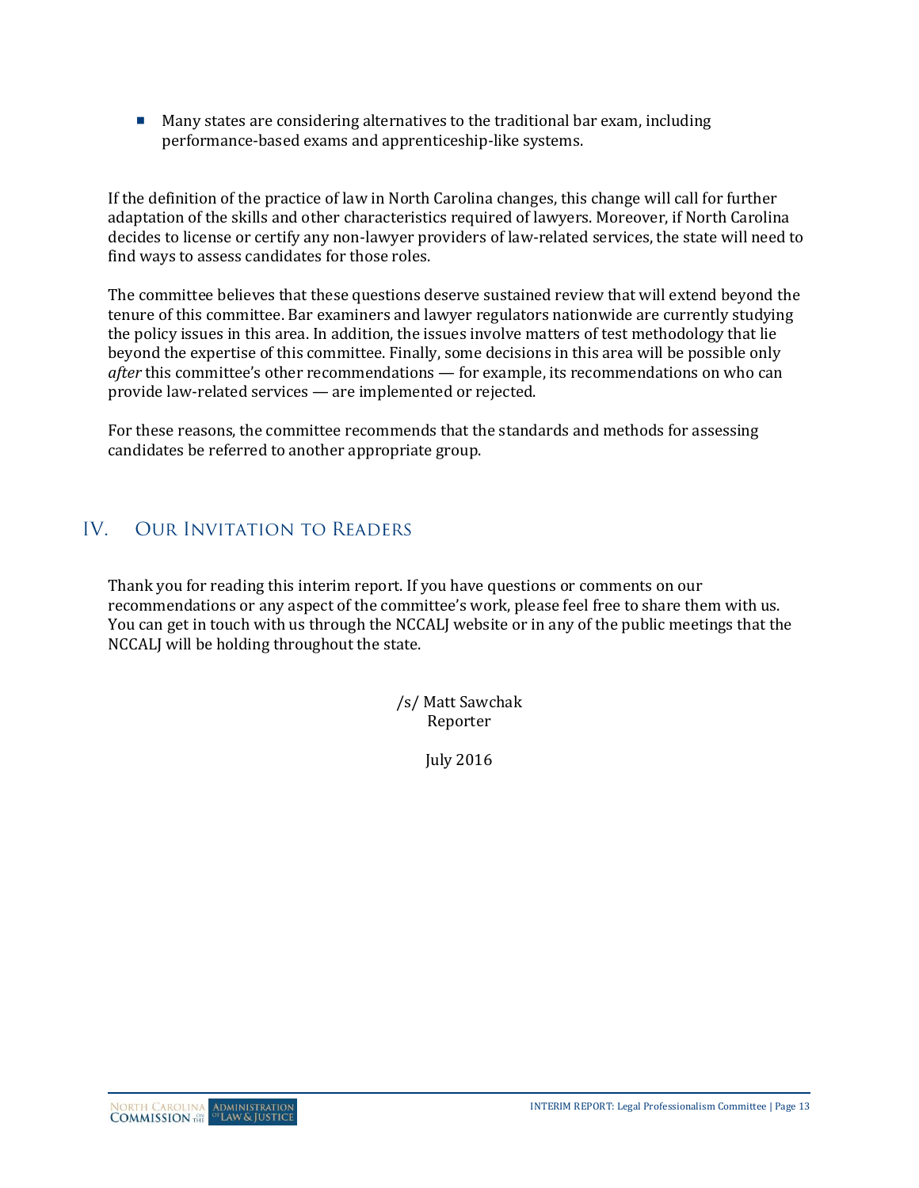- Many states are considering alternatives to the traditional bar exam, including performance-based exams and apprenticeship-like systems.

If the definition of the practice of law in North Carolina changes, this change will call for further adaptation of the skills and other characteristics required of lawyers. Moreover, if North Carolina decides to license or certify any non-lawyer providers of law-related services, the state will need to find ways to assess candidates for those roles.

The committee believes that these questions deserve sustained review that will extend beyond the tenure of this committee. Bar examiners and lawyer regulators nationwide are currently studying the policy issues in this area. In addition, the issues involve matters of test methodology that lie beyond the expertise of this committee. Finally, some decisions in this area will be possible only *after* this committee's other recommendations — for example, its recommendations on who can provide law-related services — are implemented or rejected.

For these reasons, the committee recommends that the standards and methods for assessing candidates be referred to another appropriate group.

## IV. Our Invitation to Readers

Thank you for reading this interim report. If you have questions or comments on our recommendations or any aspect of the committee's work, please feel free to share them with us. You can get in touch with us through the NCCALJ website or in any of the public meetings that the NCCALJ will be holding throughout the state.

/s/ Matt Sawchak
Reporter

July 2016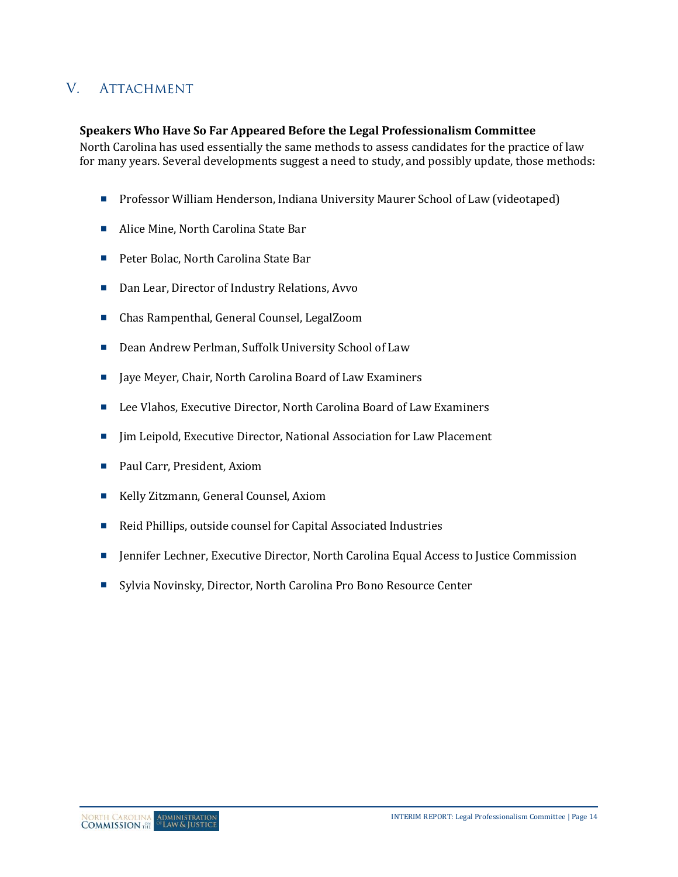# V. Attachment

**Speakers Who Have So Far Appeared Before the Legal Professionalism Committee**

North Carolina has used essentially the same methods to assess candidates for the practice of law for many years. Several developments suggest a need to study, and possibly update, those methods:

- Professor William Henderson, Indiana University Maurer School of Law (videotaped)
- Alice Mine, North Carolina State Bar
- Peter Bolac, North Carolina State Bar
- Dan Lear, Director of Industry Relations, Avvo
- Chas Rampenthal, General Counsel, LegalZoom
- Dean Andrew Perlman, Suffolk University School of Law
- Jaye Meyer, Chair, North Carolina Board of Law Examiners
- Lee Vlahos, Executive Director, North Carolina Board of Law Examiners
- Jim Leipold, Executive Director, National Association for Law Placement
- Paul Carr, President, Axiom
- Kelly Zitzmann, General Counsel, Axiom
- Reid Phillips, outside counsel for Capital Associated Industries
- Jennifer Lechner, Executive Director, North Carolina Equal Access to Justice Commission
- Sylvia Novinsky, Director, North Carolina Pro Bono Resource Center